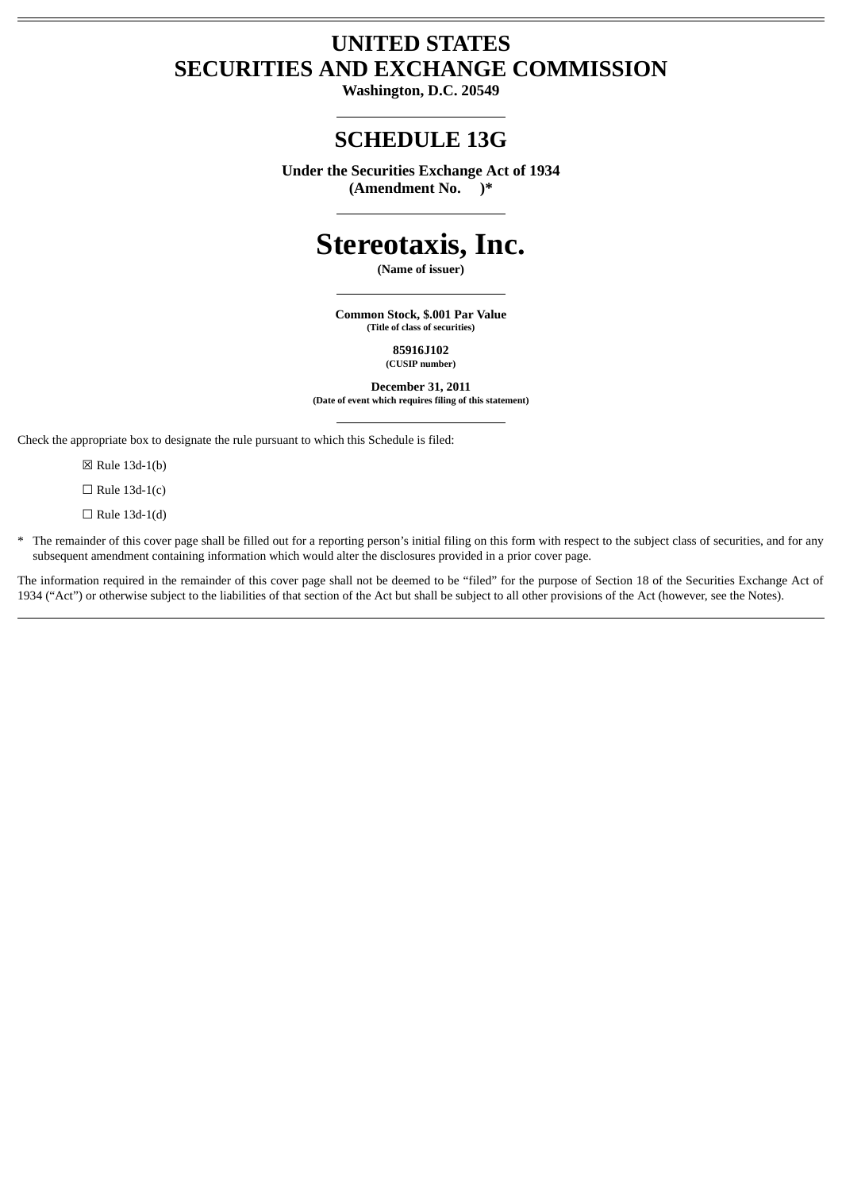# UNITED STATES
# SECURITIES AND EXCHANGE COMMISSION

**Washington, D.C. 20549**

---

## SCHEDULE 13G

**Under the Securities Exchange Act of 1934**
**(Amendment No. )***

---

# Stereotaxis, Inc.

**(Name of issuer)**

---

**Common Stock, $.001 Par Value**
**(Title of class of securities)**

**85916J102**
**(CUSIP number)**

**December 31, 2011**
**(Date of event which requires filing of this statement)**

---

Check the appropriate box to designate the rule pursuant to which this Schedule is filed:

☒ Rule 13d-1(b)

☐ Rule 13d-1(c)

☐ Rule 13d-1(d)

* The remainder of this cover page shall be filled out for a reporting person's initial filing on this form with respect to the subject class of securities, and for any subsequent amendment containing information which would alter the disclosures provided in a prior cover page.

The information required in the remainder of this cover page shall not be deemed to be "filed" for the purpose of Section 18 of the Securities Exchange Act of 1934 ("Act") or otherwise subject to the liabilities of that section of the Act but shall be subject to all other provisions of the Act (however, see the Notes).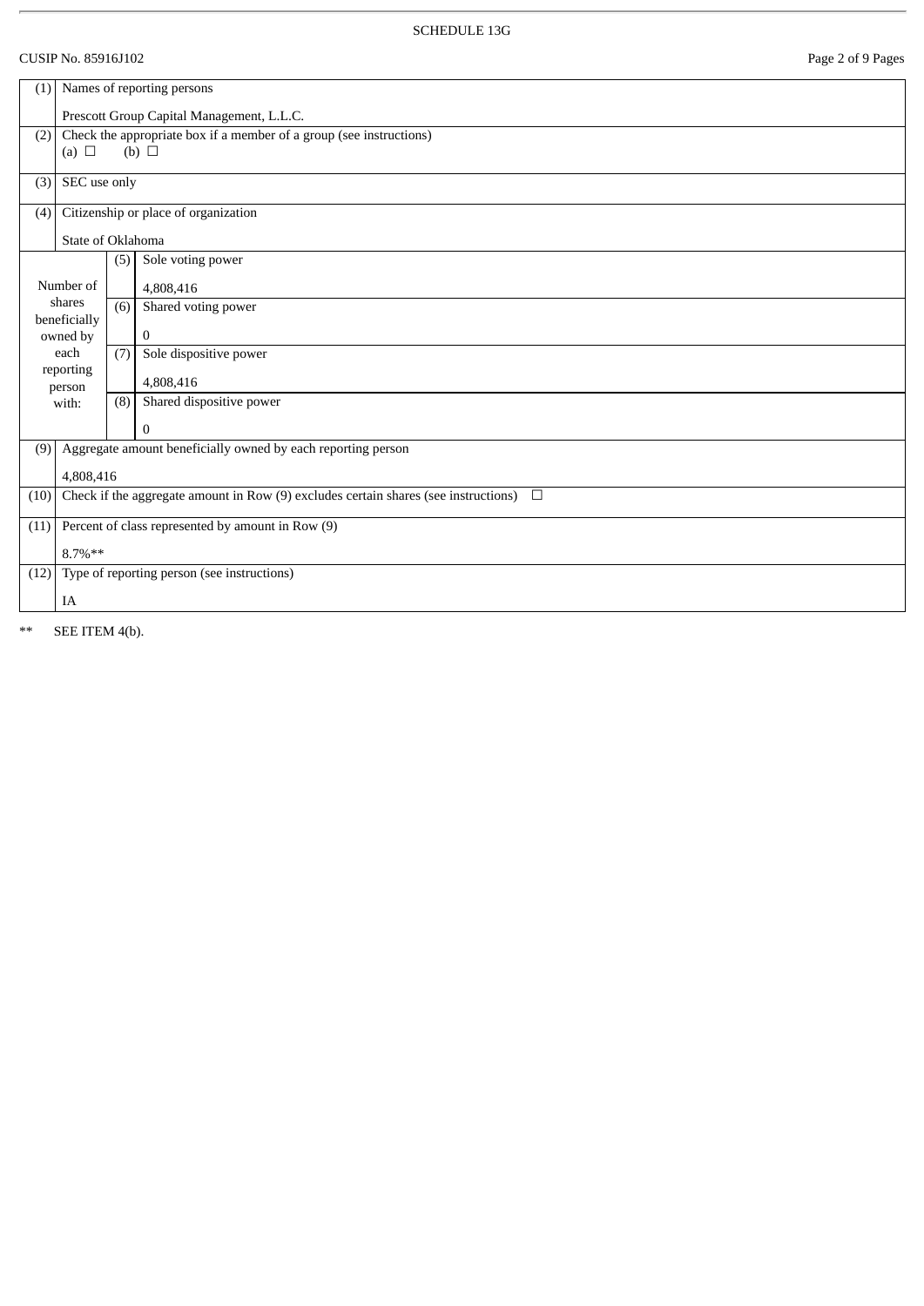SCHEDULE 13G

CUSIP No. 85916J102

| (1) | Names of reporting persons<br><br>Prescott Group Capital Management, L.L.C. | |
|---|---|---|
| (2) | Check the appropriate box if a member of a group (see instructions)<br>(a) ☐ (b) ☐ | |
| (3) | SEC use only | |
| (4) | Citizenship or place of organization<br><br>State of Oklahoma | |
| Number of shares beneficially owned by each reporting person with: | (5) | Sole voting power<br><br>4,808,416 |
| | (6) | Shared voting power<br><br>0 |
| | (7) | Sole dispositive power<br><br>4,808,416 |
| | (8) | Shared dispositive power<br><br>0 |
| (9) | Aggregate amount beneficially owned by each reporting person<br><br>4,808,416 | |
| (10) | Check if the aggregate amount in Row (9) excludes certain shares (see instructions) ☐ | |
| (11) | Percent of class represented by amount in Row (9)<br><br>8.7%** | |
| (12) | Type of reporting person (see instructions)<br><br>IA | |

** SEE ITEM 4(b).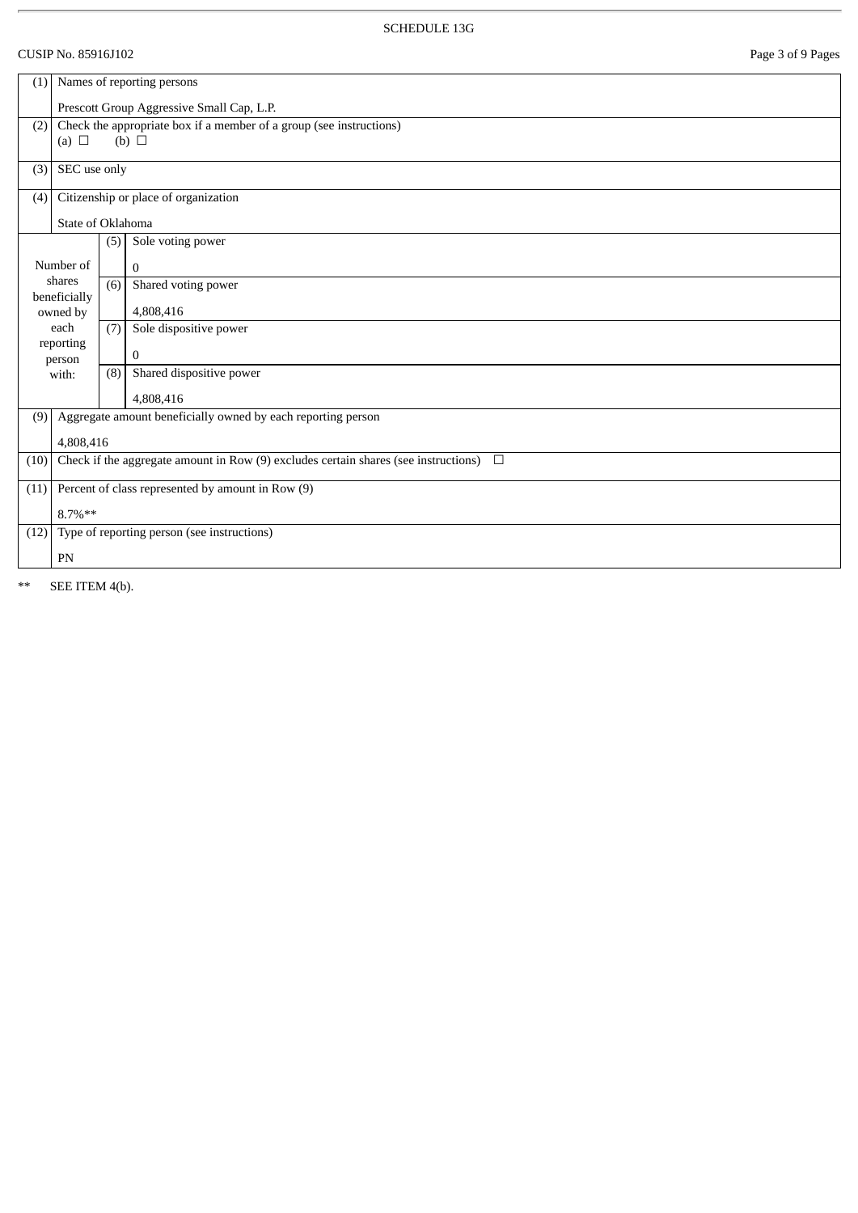SCHEDULE 13G

CUSIP No. 85916J102

| | | | |
|---|---|---|---|
| (1) | Names of reporting persons<br><br>Prescott Group Aggressive Small Cap, L.P. | | |
| (2) | Check the appropriate box if a member of a group (see instructions)<br>(a) ☐ (b) ☐ | | |
| (3) | SEC use only | | |
| (4) | Citizenship or place of organization<br><br>State of Oklahoma | | |
| Number of shares beneficially owned by each reporting person with: | | (5) | Sole voting power<br><br>0 |
| | | (6) | Shared voting power<br><br>4,808,416 |
| | | (7) | Sole dispositive power<br><br>0 |
| | | (8) | Shared dispositive power<br><br>4,808,416 |
| (9) | Aggregate amount beneficially owned by each reporting person<br><br>4,808,416 | | |
| (10) | Check if the aggregate amount in Row (9) excludes certain shares (see instructions) ☐ | | |
| (11) | Percent of class represented by amount in Row (9)<br><br>8.7%** | | |
| (12) | Type of reporting person (see instructions)<br><br>PN | | |

** SEE ITEM 4(b).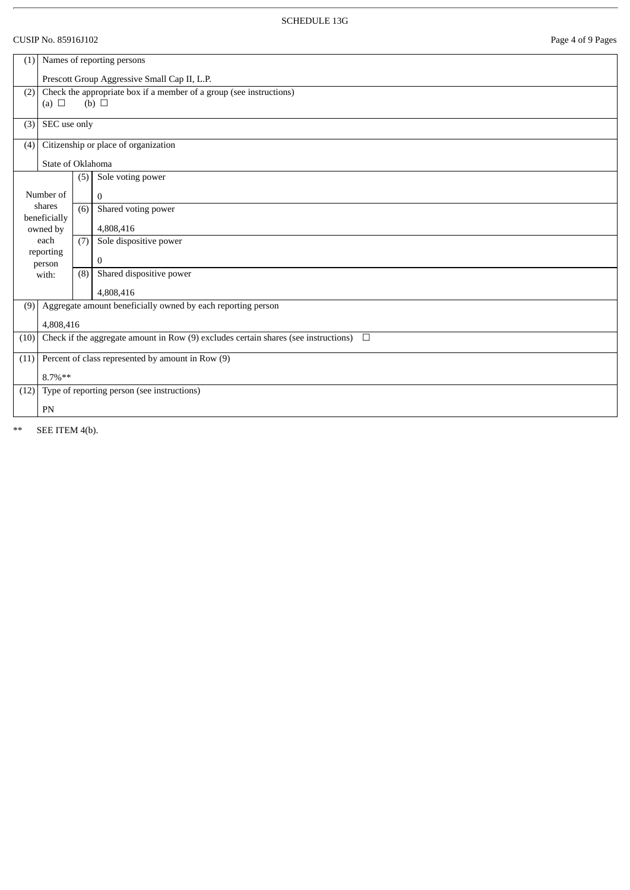SCHEDULE 13G

CUSIP No. 85916J102

| (1) | Names of reporting persons<br><br>Prescott Group Aggressive Small Cap II, L.P. | |
|---|---|---|
| (2) | Check the appropriate box if a member of a group (see instructions)<br>(a) ☐ (b) ☐ | |
| (3) | SEC use only | |
| (4) | Citizenship or place of organization<br><br>State of Oklahoma | |
| Number of shares beneficially owned by each reporting person with: | (5) | Sole voting power<br><br>0 |
| | (6) | Shared voting power<br><br>4,808,416 |
| | (7) | Sole dispositive power<br><br>0 |
| | (8) | Shared dispositive power<br><br>4,808,416 |
| (9) | Aggregate amount beneficially owned by each reporting person<br><br>4,808,416 | |
| (10) | Check if the aggregate amount in Row (9) excludes certain shares (see instructions) ☐ | |
| (11) | Percent of class represented by amount in Row (9)<br><br>8.7%** | |
| (12) | Type of reporting person (see instructions)<br><br>PN | |

** SEE ITEM 4(b).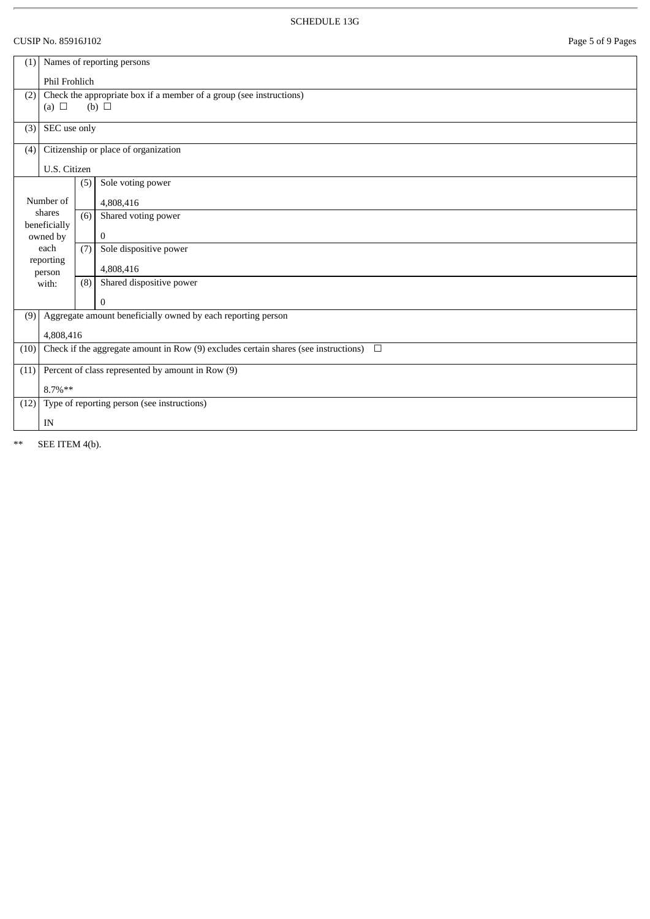SCHEDULE 13G

CUSIP No. 85916J102

| (1) | Names of reporting persons<br><br>Phil Frohlich | | |
|---|---|---|---|
| (2) | Check the appropriate box if a member of a group (see instructions)<br>(a) ☐ (b) ☐ | | |
| (3) | SEC use only | | |
| (4) | Citizenship or place of organization<br><br>U.S. Citizen | | |
| Number of shares beneficially owned by each reporting person with: | | (5) | Sole voting power<br><br>4,808,416 |
| | | (6) | Shared voting power<br><br>0 |
| | | (7) | Sole dispositive power<br><br>4,808,416 |
| | | (8) | Shared dispositive power<br><br>0 |
| (9) | Aggregate amount beneficially owned by each reporting person<br><br>4,808,416 | | |
| (10) | Check if the aggregate amount in Row (9) excludes certain shares (see instructions) ☐ | | |
| (11) | Percent of class represented by amount in Row (9)<br><br>8.7%** | | |
| (12) | Type of reporting person (see instructions)<br><br>IN | | |

** SEE ITEM 4(b).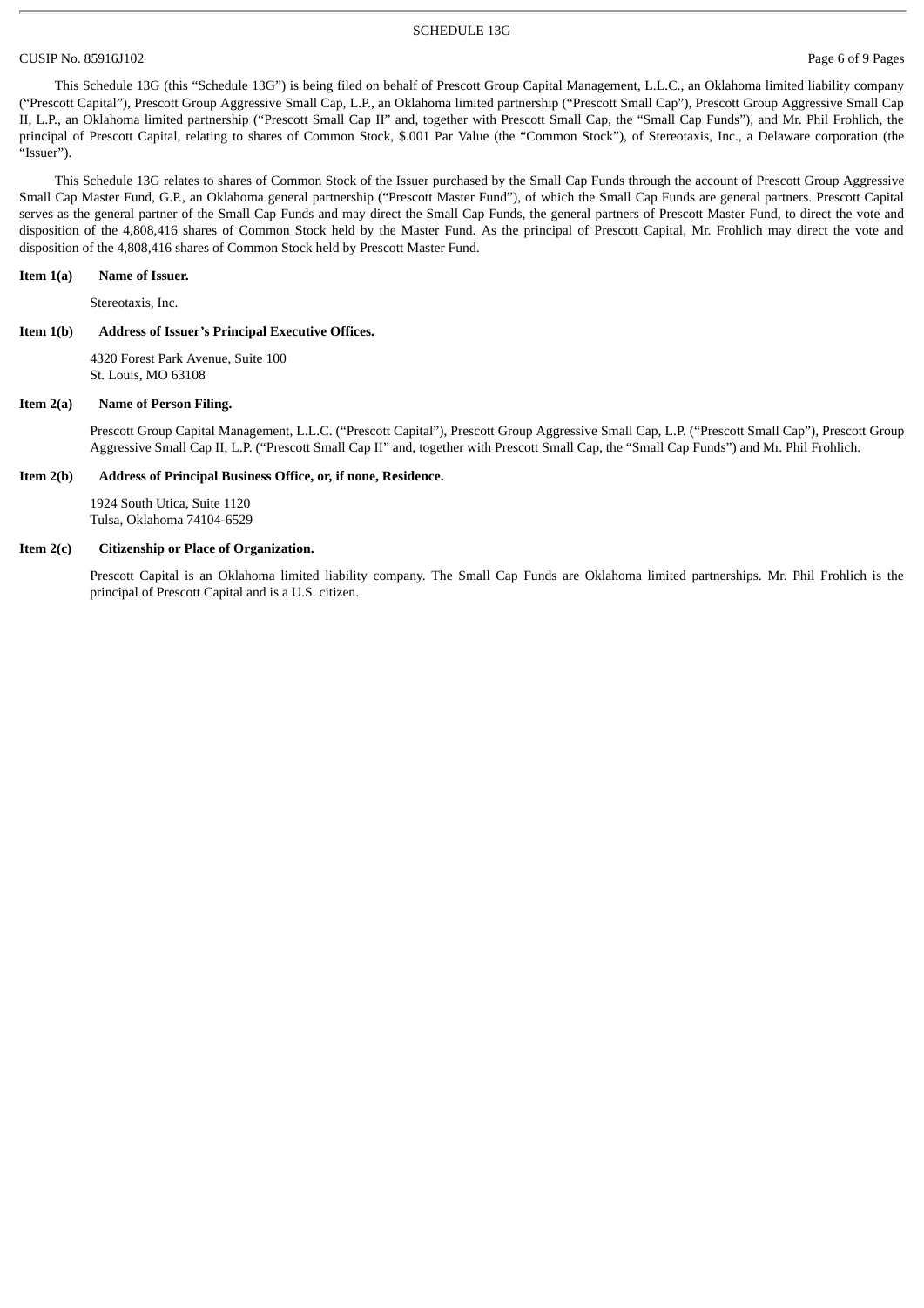SCHEDULE 13G

CUSIP No. 85916J102

This Schedule 13G (this "Schedule 13G") is being filed on behalf of Prescott Group Capital Management, L.L.C., an Oklahoma limited liability company ("Prescott Capital"), Prescott Group Aggressive Small Cap, L.P., an Oklahoma limited partnership ("Prescott Small Cap"), Prescott Group Aggressive Small Cap II, L.P., an Oklahoma limited partnership ("Prescott Small Cap II" and, together with Prescott Small Cap, the "Small Cap Funds"), and Mr. Phil Frohlich, the principal of Prescott Capital, relating to shares of Common Stock, $.001 Par Value (the "Common Stock"), of Stereotaxis, Inc., a Delaware corporation (the "Issuer").

This Schedule 13G relates to shares of Common Stock of the Issuer purchased by the Small Cap Funds through the account of Prescott Group Aggressive Small Cap Master Fund, G.P., an Oklahoma general partnership ("Prescott Master Fund"), of which the Small Cap Funds are general partners. Prescott Capital serves as the general partner of the Small Cap Funds and may direct the Small Cap Funds, the general partners of Prescott Master Fund, to direct the vote and disposition of the 4,808,416 shares of Common Stock held by the Master Fund. As the principal of Prescott Capital, Mr. Frohlich may direct the vote and disposition of the 4,808,416 shares of Common Stock held by Prescott Master Fund.

**Item 1(a) Name of Issuer.**

Stereotaxis, Inc.

**Item 1(b) Address of Issuer's Principal Executive Offices.**

4320 Forest Park Avenue, Suite 100
St. Louis, MO 63108

**Item 2(a) Name of Person Filing.**

Prescott Group Capital Management, L.L.C. ("Prescott Capital"), Prescott Group Aggressive Small Cap, L.P. ("Prescott Small Cap"), Prescott Group Aggressive Small Cap II, L.P. ("Prescott Small Cap II" and, together with Prescott Small Cap, the "Small Cap Funds") and Mr. Phil Frohlich.

**Item 2(b) Address of Principal Business Office, or, if none, Residence.**

1924 South Utica, Suite 1120
Tulsa, Oklahoma 74104-6529

**Item 2(c) Citizenship or Place of Organization.**

Prescott Capital is an Oklahoma limited liability company. The Small Cap Funds are Oklahoma limited partnerships. Mr. Phil Frohlich is the principal of Prescott Capital and is a U.S. citizen.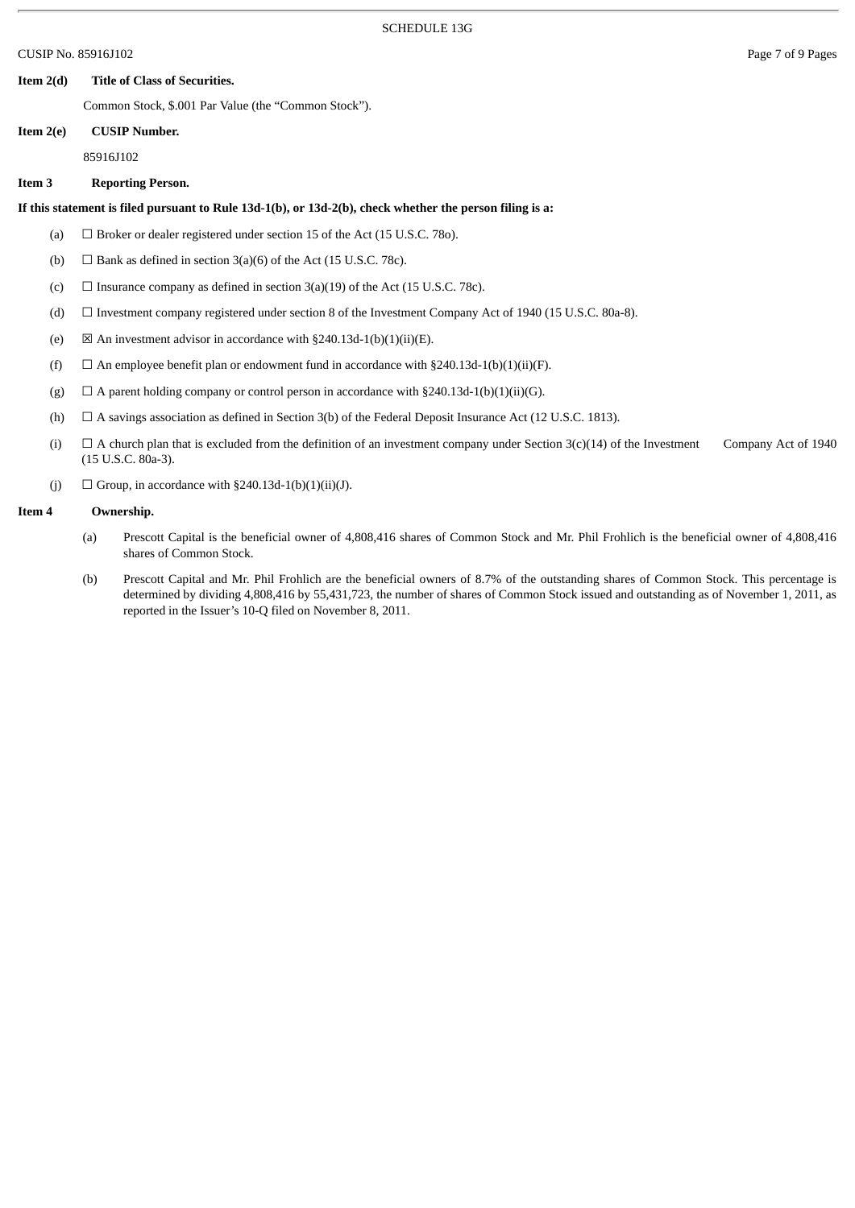SCHEDULE 13G

CUSIP No. 85916J102

**Item 2(d) Title of Class of Securities.**

Common Stock, $.001 Par Value (the "Common Stock").

**Item 2(e) CUSIP Number.**

85916J102

**Item 3 Reporting Person.**

**If this statement is filed pursuant to Rule 13d-1(b), or 13d-2(b), check whether the person filing is a:**

(a) ☐ Broker or dealer registered under section 15 of the Act (15 U.S.C. 78o).

(b) ☐ Bank as defined in section 3(a)(6) of the Act (15 U.S.C. 78c).

(c) ☐ Insurance company as defined in section 3(a)(19) of the Act (15 U.S.C. 78c).

(d) ☐ Investment company registered under section 8 of the Investment Company Act of 1940 (15 U.S.C. 80a-8).

(e) ☒ An investment advisor in accordance with §240.13d-1(b)(1)(ii)(E).

(f) ☐ An employee benefit plan or endowment fund in accordance with §240.13d-1(b)(1)(ii)(F).

(g) ☐ A parent holding company or control person in accordance with §240.13d-1(b)(1)(ii)(G).

(h) ☐ A savings association as defined in Section 3(b) of the Federal Deposit Insurance Act (12 U.S.C. 1813).

(i) ☐ A church plan that is excluded from the definition of an investment company under Section 3(c)(14) of the Investment Company Act of 1940 (15 U.S.C. 80a-3).

(j) ☐ Group, in accordance with §240.13d-1(b)(1)(ii)(J).

**Item 4 Ownership.**

(a) Prescott Capital is the beneficial owner of 4,808,416 shares of Common Stock and Mr. Phil Frohlich is the beneficial owner of 4,808,416 shares of Common Stock.

(b) Prescott Capital and Mr. Phil Frohlich are the beneficial owners of 8.7% of the outstanding shares of Common Stock. This percentage is determined by dividing 4,808,416 by 55,431,723, the number of shares of Common Stock issued and outstanding as of November 1, 2011, as reported in the Issuer's 10-Q filed on November 8, 2011.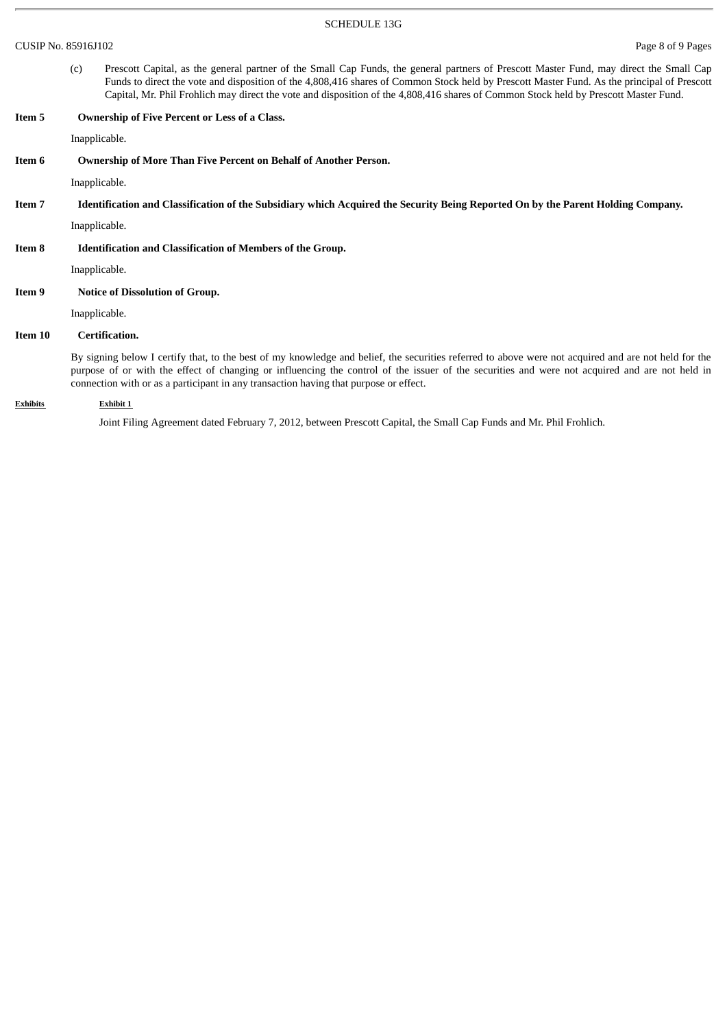(c) Prescott Capital, as the general partner of the Small Cap Funds, the general partners of Prescott Master Fund, may direct the Small Cap Funds to direct the vote and disposition of the 4,808,416 shares of Common Stock held by Prescott Master Fund. As the principal of Prescott Capital, Mr. Phil Frohlich may direct the vote and disposition of the 4,808,416 shares of Common Stock held by Prescott Master Fund.

**Item 5 Ownership of Five Percent or Less of a Class.**

Inapplicable.

**Item 6 Ownership of More Than Five Percent on Behalf of Another Person.**

Inapplicable.

**Item 7 Identification and Classification of the Subsidiary which Acquired the Security Being Reported On by the Parent Holding Company.**

Inapplicable.

**Item 8 Identification and Classification of Members of the Group.**

Inapplicable.

**Item 9 Notice of Dissolution of Group.**

Inapplicable.

**Item 10 Certification.**

By signing below I certify that, to the best of my knowledge and belief, the securities referred to above were not acquired and are not held for the purpose of or with the effect of changing or influencing the control of the issuer of the securities and were not acquired and are not held in connection with or as a participant in any transaction having that purpose or effect.

**Exhibits** **Exhibit 1**

Joint Filing Agreement dated February 7, 2012, between Prescott Capital, the Small Cap Funds and Mr. Phil Frohlich.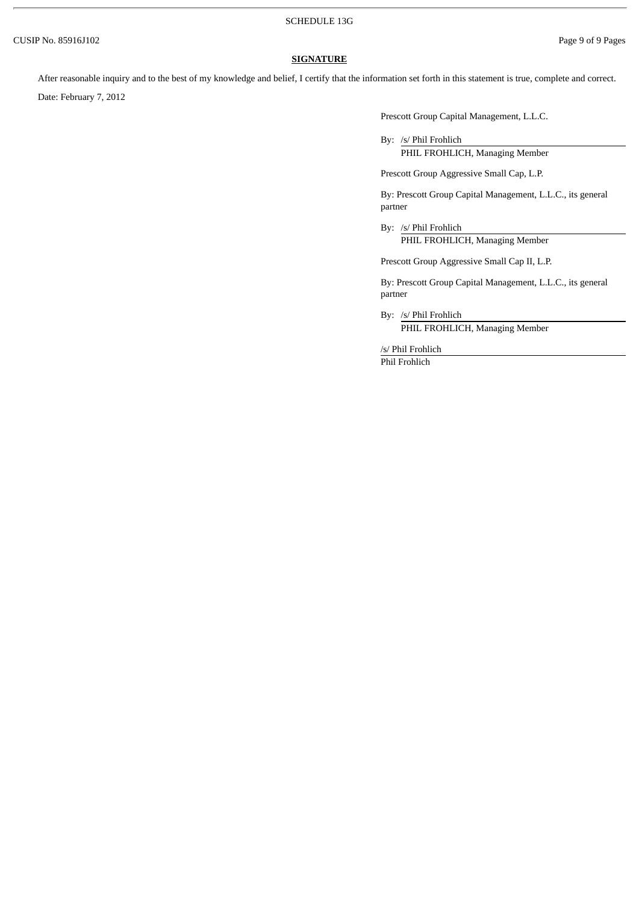## SIGNATURE

After reasonable inquiry and to the best of my knowledge and belief, I certify that the information set forth in this statement is true, complete and correct.

Date: February 7, 2012

Prescott Group Capital Management, L.L.C.

By: /s/ Phil Frohlich
PHIL FROHLICH, Managing Member

Prescott Group Aggressive Small Cap, L.P.

By: Prescott Group Capital Management, L.L.C., its general partner

By: /s/ Phil Frohlich
PHIL FROHLICH, Managing Member

Prescott Group Aggressive Small Cap II, L.P.

By: Prescott Group Capital Management, L.L.C., its general partner

By: /s/ Phil Frohlich
PHIL FROHLICH, Managing Member

/s/ Phil Frohlich
Phil Frohlich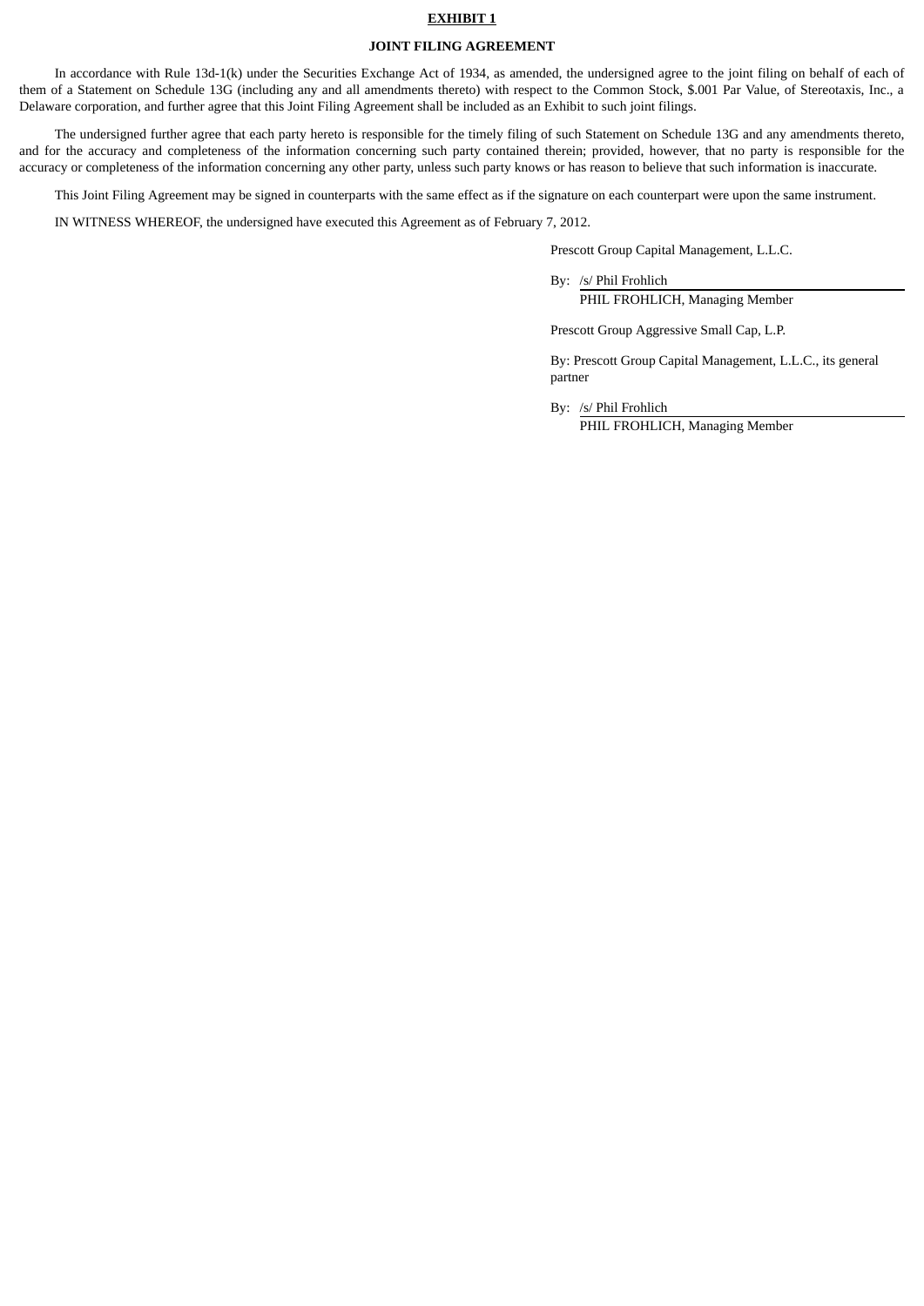**EXHIBIT 1**

**JOINT FILING AGREEMENT**

In accordance with Rule 13d-1(k) under the Securities Exchange Act of 1934, as amended, the undersigned agree to the joint filing on behalf of each of them of a Statement on Schedule 13G (including any and all amendments thereto) with respect to the Common Stock, $.001 Par Value, of Stereotaxis, Inc., a Delaware corporation, and further agree that this Joint Filing Agreement shall be included as an Exhibit to such joint filings.

The undersigned further agree that each party hereto is responsible for the timely filing of such Statement on Schedule 13G and any amendments thereto, and for the accuracy and completeness of the information concerning such party contained therein; provided, however, that no party is responsible for the accuracy or completeness of the information concerning any other party, unless such party knows or has reason to believe that such information is inaccurate.

This Joint Filing Agreement may be signed in counterparts with the same effect as if the signature on each counterpart were upon the same instrument.

IN WITNESS WHEREOF, the undersigned have executed this Agreement as of February 7, 2012.

Prescott Group Capital Management, L.L.C.

By: /s/ Phil Frohlich
PHIL FROHLICH, Managing Member

Prescott Group Aggressive Small Cap, L.P.

By: Prescott Group Capital Management, L.L.C., its general partner

By: /s/ Phil Frohlich
PHIL FROHLICH, Managing Member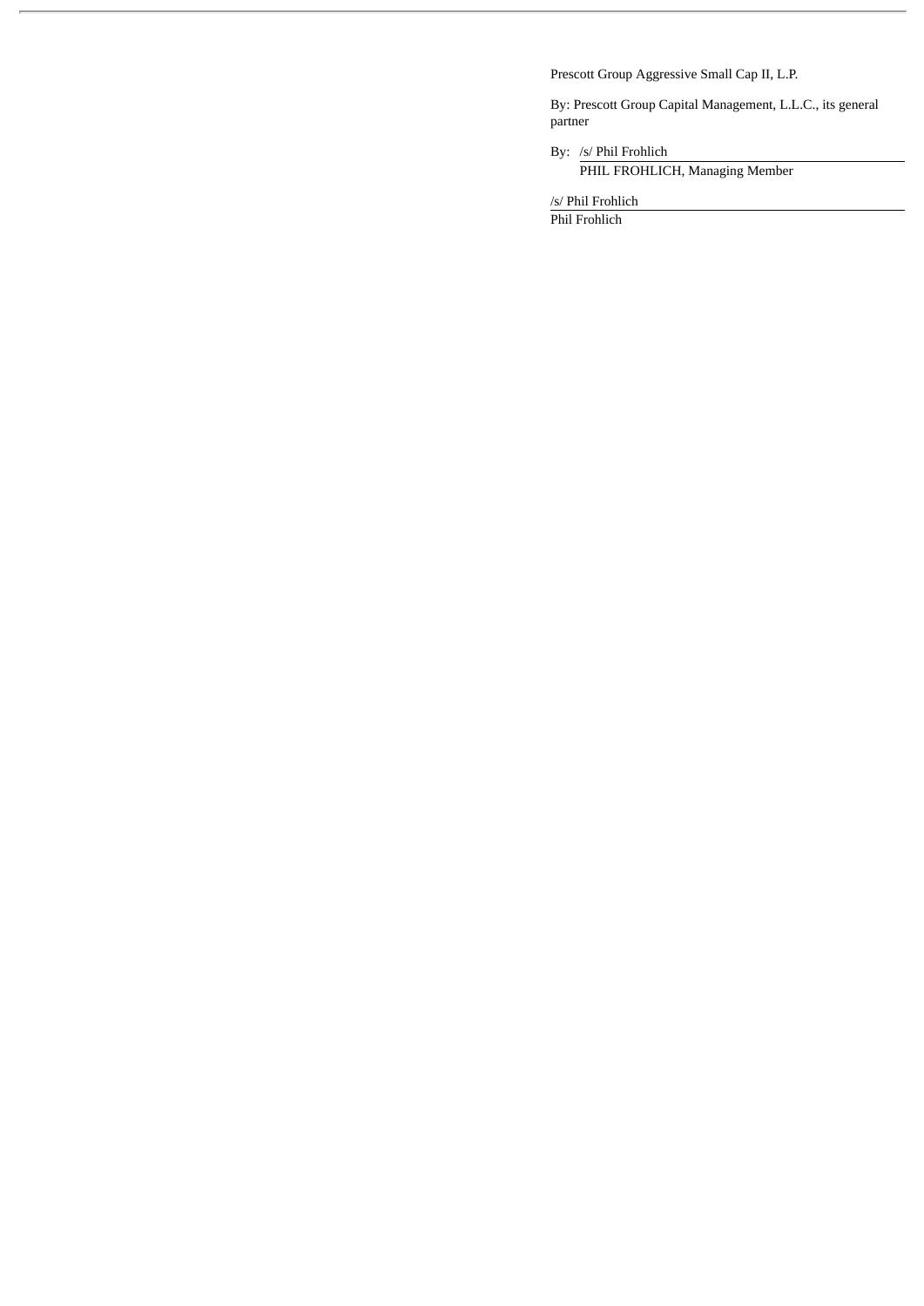Prescott Group Aggressive Small Cap II, L.P.

By: Prescott Group Capital Management, L.L.C., its general partner

By: /s/ Phil Frohlich
PHIL FROHLICH, Managing Member

/s/ Phil Frohlich
Phil Frohlich